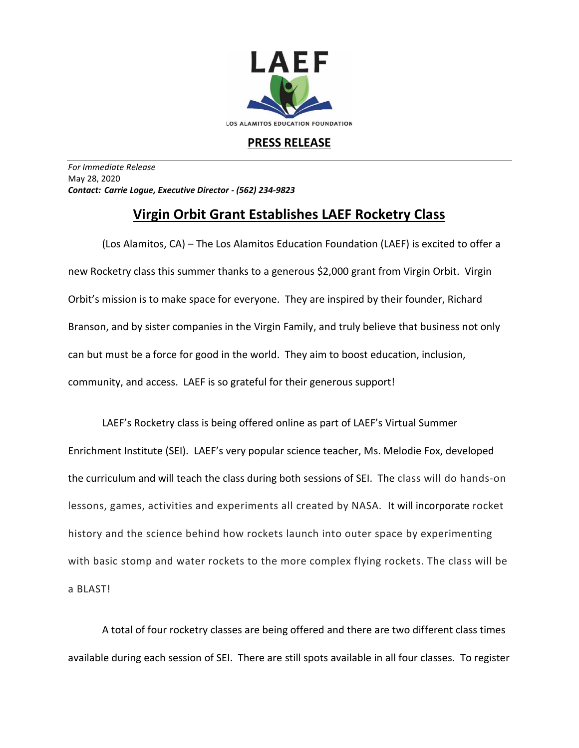LAEF

LOS ALAMITOS EDUCATION FOUNDATION

**PRESS RELEASE**

*For Immediate Release*
May 28, 2020
***Contact: Carrie Logue, Executive Director - (562) 234-9823***

# Virgin Orbit Grant Establishes LAEF Rocketry Class

(Los Alamitos, CA) – The Los Alamitos Education Foundation (LAEF) is excited to offer a new Rocketry class this summer thanks to a generous $2,000 grant from Virgin Orbit. Virgin Orbit's mission is to make space for everyone. They are inspired by their founder, Richard Branson, and by sister companies in the Virgin Family, and truly believe that business not only can but must be a force for good in the world. They aim to boost education, inclusion, community, and access. LAEF is so grateful for their generous support!

LAEF's Rocketry class is being offered online as part of LAEF's Virtual Summer Enrichment Institute (SEI). LAEF's very popular science teacher, Ms. Melodie Fox, developed the curriculum and will teach the class during both sessions of SEI. The class will do hands-on lessons, games, activities and experiments all created by NASA. It will incorporate rocket history and the science behind how rockets launch into outer space by experimenting with basic stomp and water rockets to the more complex flying rockets. The class will be a BLAST!

A total of four rocketry classes are being offered and there are two different class times available during each session of SEI. There are still spots available in all four classes. To register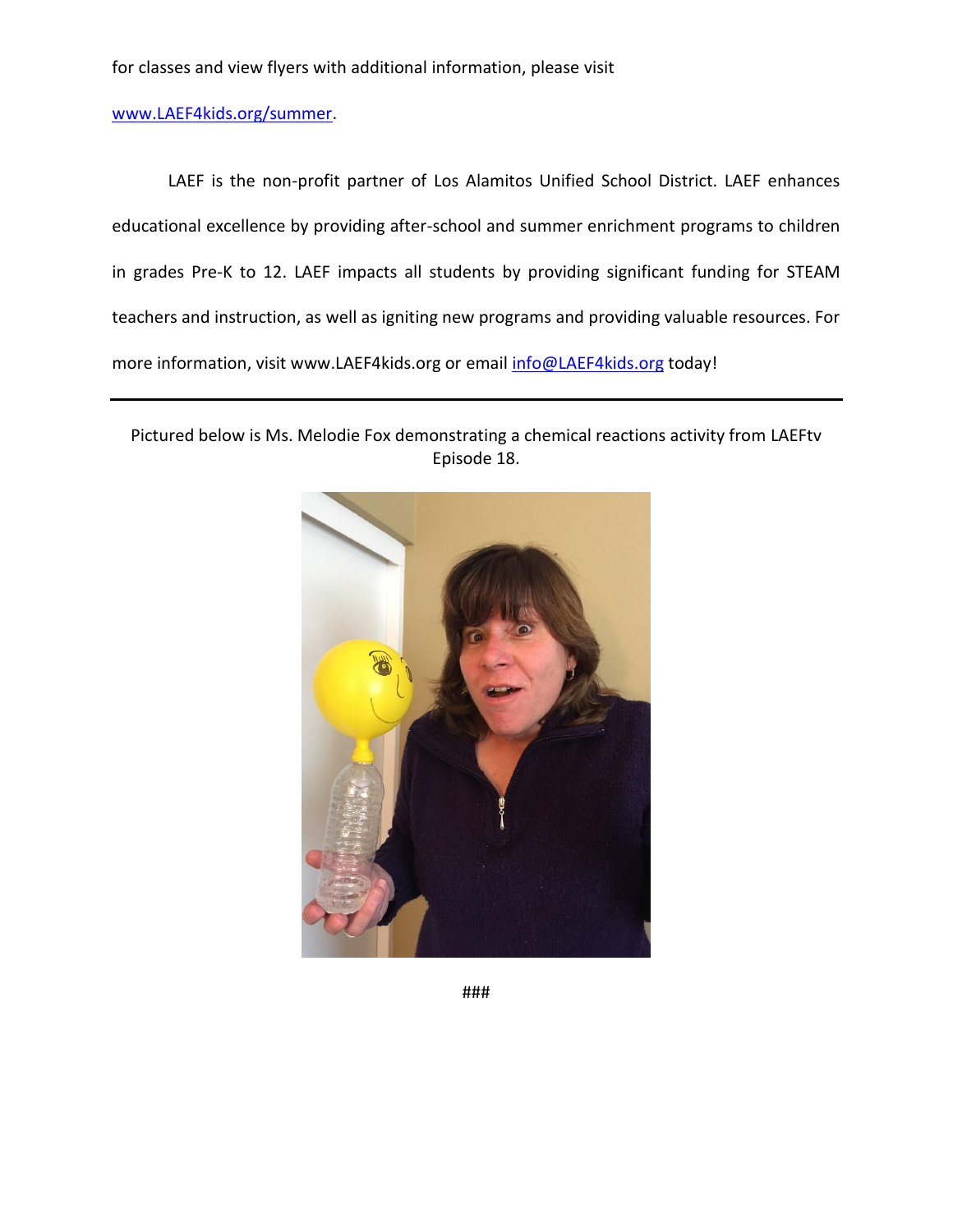for classes and view flyers with additional information, please visit

www.LAEF4kids.org/summer.

LAEF is the non-profit partner of Los Alamitos Unified School District. LAEF enhances educational excellence by providing after-school and summer enrichment programs to children in grades Pre-K to 12. LAEF impacts all students by providing significant funding for STEAM teachers and instruction, as well as igniting new programs and providing valuable resources. For more information, visit www.LAEF4kids.org or email info@LAEF4kids.org today!

---

Pictured below is Ms. Melodie Fox demonstrating a chemical reactions activity from LAEFtv Episode 18.

###